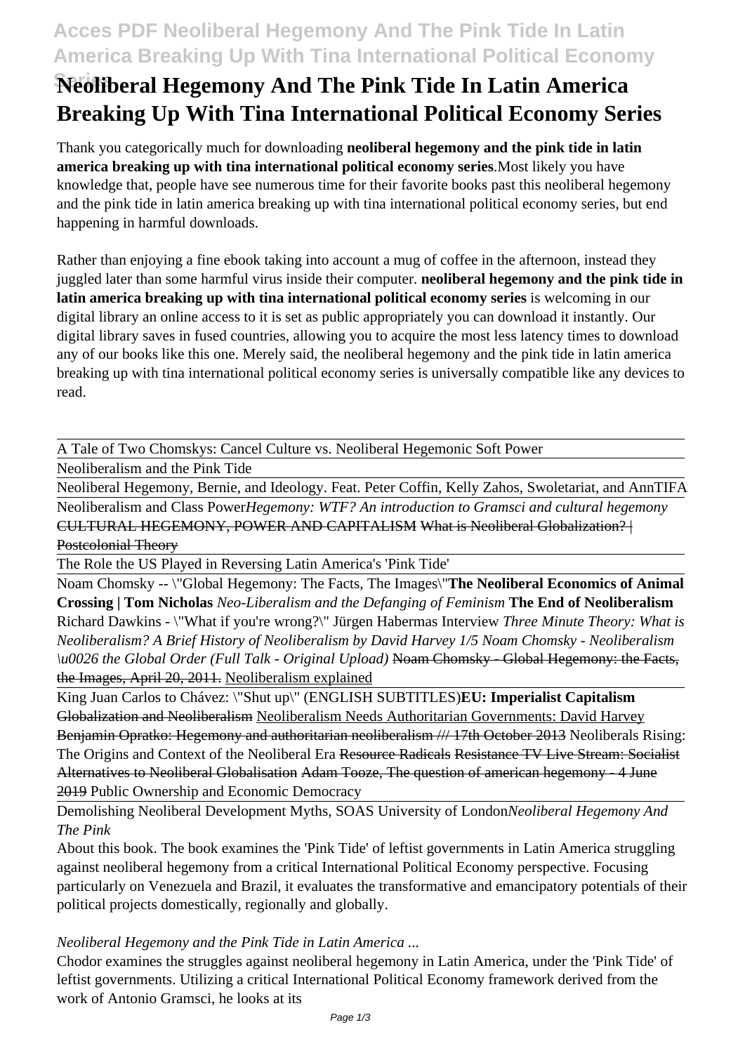# Neoliberal Hegemony And The Pink Tide In Latin America Breaking Up With Tina International Political Economy Series

Thank you categorically much for downloading **neoliberal hegemony and the pink tide in latin america breaking up with tina international political economy series**.Most likely you have knowledge that, people have see numerous time for their favorite books past this neoliberal hegemony and the pink tide in latin america breaking up with tina international political economy series, but end happening in harmful downloads.

Rather than enjoying a fine ebook taking into account a mug of coffee in the afternoon, instead they juggled later than some harmful virus inside their computer. **neoliberal hegemony and the pink tide in latin america breaking up with tina international political economy series** is welcoming in our digital library an online access to it is set as public appropriately you can download it instantly. Our digital library saves in fused countries, allowing you to acquire the most less latency times to download any of our books like this one. Merely said, the neoliberal hegemony and the pink tide in latin america breaking up with tina international political economy series is universally compatible like any devices to read.

A Tale of Two Chomskys: Cancel Culture vs. Neoliberal Hegemonic Soft Power

Neoliberalism and the Pink Tide

Neoliberal Hegemony, Bernie, and Ideology. Feat. Peter Coffin, Kelly Zahos, Swoletariat, and AnnTIFA

Neoliberalism and Class Power*Hegemony: WTF? An introduction to Gramsci and cultural hegemony* ~~CULTURAL HEGEMONY, POWER AND CAPITALISM~~ ~~What is Neoliberal Globalization? | Postcolonial Theory~~

The Role the US Played in Reversing Latin America's 'Pink Tide'

Noam Chomsky -- \"Global Hegemony: The Facts, The Images\"**The Neoliberal Economics of Animal Crossing | Tom Nicholas** *Neo-Liberalism and the Defanging of Feminism* **The End of Neoliberalism** Richard Dawkins - \"What if you're wrong?\" Jürgen Habermas Interview *Three Minute Theory: What is Neoliberalism? A Brief History of Neoliberalism by David Harvey 1/5 Noam Chomsky - Neoliberalism \u0026 the Global Order (Full Talk - Original Upload)* ~~Noam Chomsky - Global Hegemony: the Facts, the Images, April 20, 2011.~~ Neoliberalism explained

King Juan Carlos to Chávez: \"Shut up\" (ENGLISH SUBTITLES)**EU: Imperialist Capitalism** ~~Globalization and Neoliberalism~~ Neoliberalism Needs Authoritarian Governments: David Harvey ~~Benjamin Opratko: Hegemony and authoritarian neoliberalism /// 17th October 2013~~ Neoliberals Rising: The Origins and Context of the Neoliberal Era ~~Resource Radicals~~ ~~Resistance TV Live Stream: Socialist Alternatives to Neoliberal Globalisation~~ ~~Adam Tooze, The question of american hegemony - 4 June 2019~~ Public Ownership and Economic Democracy

Demolishing Neoliberal Development Myths, SOAS University of London*Neoliberal Hegemony And The Pink*

About this book. The book examines the 'Pink Tide' of leftist governments in Latin America struggling against neoliberal hegemony from a critical International Political Economy perspective. Focusing particularly on Venezuela and Brazil, it evaluates the transformative and emancipatory potentials of their political projects domestically, regionally and globally.

*Neoliberal Hegemony and the Pink Tide in Latin America ...*

Chodor examines the struggles against neoliberal hegemony in Latin America, under the 'Pink Tide' of leftist governments. Utilizing a critical International Political Economy framework derived from the work of Antonio Gramsci, he looks at its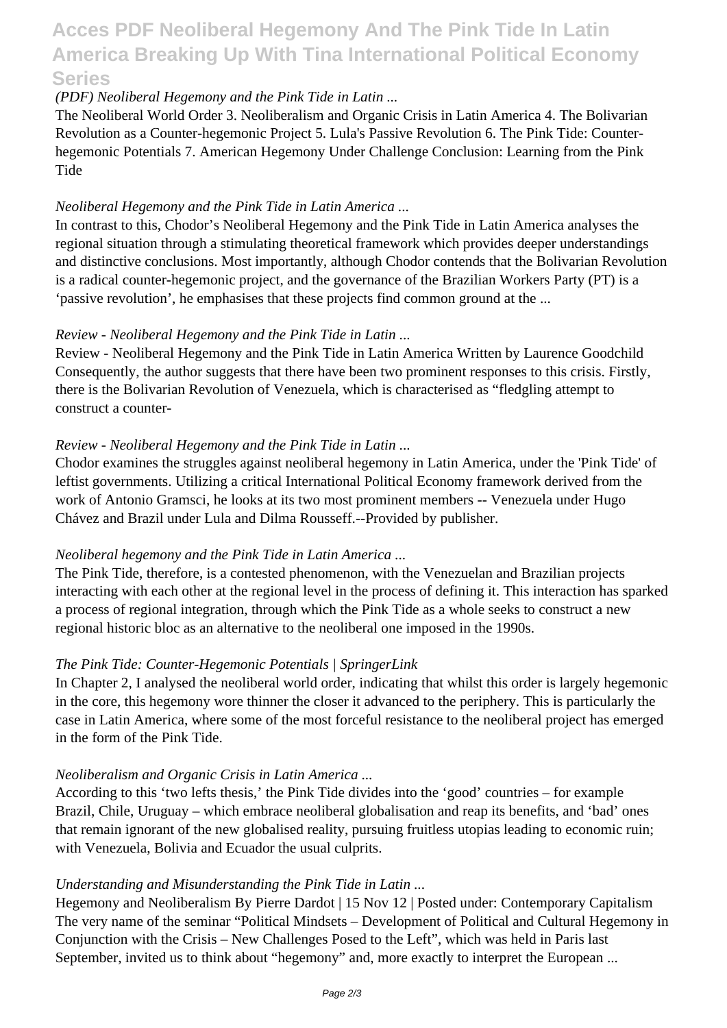*(PDF) Neoliberal Hegemony and the Pink Tide in Latin ...*

The Neoliberal World Order 3. Neoliberalism and Organic Crisis in Latin America 4. The Bolivarian Revolution as a Counter-hegemonic Project 5. Lula's Passive Revolution 6. The Pink Tide: Counter-hegemonic Potentials 7. American Hegemony Under Challenge Conclusion: Learning from the Pink Tide

*Neoliberal Hegemony and the Pink Tide in Latin America ...*

In contrast to this, Chodor's Neoliberal Hegemony and the Pink Tide in Latin America analyses the regional situation through a stimulating theoretical framework which provides deeper understandings and distinctive conclusions. Most importantly, although Chodor contends that the Bolivarian Revolution is a radical counter-hegemonic project, and the governance of the Brazilian Workers Party (PT) is a 'passive revolution', he emphasises that these projects find common ground at the ...

*Review - Neoliberal Hegemony and the Pink Tide in Latin ...*

Review - Neoliberal Hegemony and the Pink Tide in Latin America Written by Laurence Goodchild Consequently, the author suggests that there have been two prominent responses to this crisis. Firstly, there is the Bolivarian Revolution of Venezuela, which is characterised as "fledgling attempt to construct a counter-

*Review - Neoliberal Hegemony and the Pink Tide in Latin ...*

Chodor examines the struggles against neoliberal hegemony in Latin America, under the 'Pink Tide' of leftist governments. Utilizing a critical International Political Economy framework derived from the work of Antonio Gramsci, he looks at its two most prominent members -- Venezuela under Hugo Chávez and Brazil under Lula and Dilma Rousseff.--Provided by publisher.

*Neoliberal hegemony and the Pink Tide in Latin America ...*

The Pink Tide, therefore, is a contested phenomenon, with the Venezuelan and Brazilian projects interacting with each other at the regional level in the process of defining it. This interaction has sparked a process of regional integration, through which the Pink Tide as a whole seeks to construct a new regional historic bloc as an alternative to the neoliberal one imposed in the 1990s.

*The Pink Tide: Counter-Hegemonic Potentials | SpringerLink*

In Chapter 2, I analysed the neoliberal world order, indicating that whilst this order is largely hegemonic in the core, this hegemony wore thinner the closer it advanced to the periphery. This is particularly the case in Latin America, where some of the most forceful resistance to the neoliberal project has emerged in the form of the Pink Tide.

*Neoliberalism and Organic Crisis in Latin America ...*

According to this 'two lefts thesis,' the Pink Tide divides into the 'good' countries – for example Brazil, Chile, Uruguay – which embrace neoliberal globalisation and reap its benefits, and 'bad' ones that remain ignorant of the new globalised reality, pursuing fruitless utopias leading to economic ruin; with Venezuela, Bolivia and Ecuador the usual culprits.

*Understanding and Misunderstanding the Pink Tide in Latin ...*

Hegemony and Neoliberalism By Pierre Dardot | 15 Nov 12 | Posted under: Contemporary Capitalism The very name of the seminar "Political Mindsets – Development of Political and Cultural Hegemony in Conjunction with the Crisis – New Challenges Posed to the Left", which was held in Paris last September, invited us to think about "hegemony" and, more exactly to interpret the European ...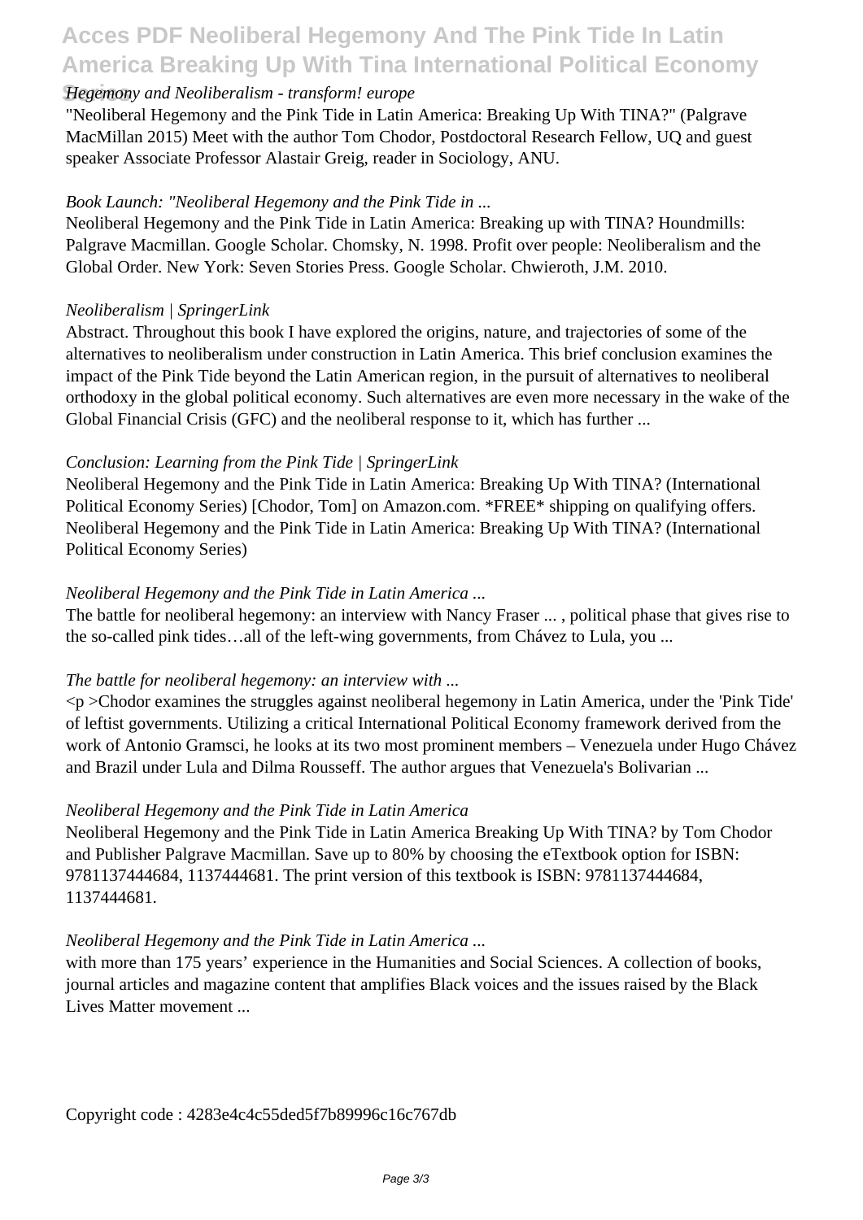*Hegemony and Neoliberalism - transform! europe*

"Neoliberal Hegemony and the Pink Tide in Latin America: Breaking Up With TINA?" (Palgrave MacMillan 2015) Meet with the author Tom Chodor, Postdoctoral Research Fellow, UQ and guest speaker Associate Professor Alastair Greig, reader in Sociology, ANU.

*Book Launch: "Neoliberal Hegemony and the Pink Tide in ...*

Neoliberal Hegemony and the Pink Tide in Latin America: Breaking up with TINA? Houndmills: Palgrave Macmillan. Google Scholar. Chomsky, N. 1998. Profit over people: Neoliberalism and the Global Order. New York: Seven Stories Press. Google Scholar. Chwieroth, J.M. 2010.

*Neoliberalism | SpringerLink*

Abstract. Throughout this book I have explored the origins, nature, and trajectories of some of the alternatives to neoliberalism under construction in Latin America. This brief conclusion examines the impact of the Pink Tide beyond the Latin American region, in the pursuit of alternatives to neoliberal orthodoxy in the global political economy. Such alternatives are even more necessary in the wake of the Global Financial Crisis (GFC) and the neoliberal response to it, which has further ...

*Conclusion: Learning from the Pink Tide | SpringerLink*

Neoliberal Hegemony and the Pink Tide in Latin America: Breaking Up With TINA? (International Political Economy Series) [Chodor, Tom] on Amazon.com. *FREE* shipping on qualifying offers. Neoliberal Hegemony and the Pink Tide in Latin America: Breaking Up With TINA? (International Political Economy Series)

*Neoliberal Hegemony and the Pink Tide in Latin America ...*

The battle for neoliberal hegemony: an interview with Nancy Fraser ... , political phase that gives rise to the so-called pink tides…all of the left-wing governments, from Chávez to Lula, you ...

*The battle for neoliberal hegemony: an interview with ...*

<p >Chodor examines the struggles against neoliberal hegemony in Latin America, under the 'Pink Tide' of leftist governments. Utilizing a critical International Political Economy framework derived from the work of Antonio Gramsci, he looks at its two most prominent members – Venezuela under Hugo Chávez and Brazil under Lula and Dilma Rousseff. The author argues that Venezuela's Bolivarian ...

*Neoliberal Hegemony and the Pink Tide in Latin America*

Neoliberal Hegemony and the Pink Tide in Latin America Breaking Up With TINA? by Tom Chodor and Publisher Palgrave Macmillan. Save up to 80% by choosing the eTextbook option for ISBN: 9781137444684, 1137444681. The print version of this textbook is ISBN: 9781137444684, 1137444681.

*Neoliberal Hegemony and the Pink Tide in Latin America ...*

with more than 175 years' experience in the Humanities and Social Sciences. A collection of books, journal articles and magazine content that amplifies Black voices and the issues raised by the Black Lives Matter movement ...

Copyright code : 4283e4c4c55ded5f7b89996c16c767db